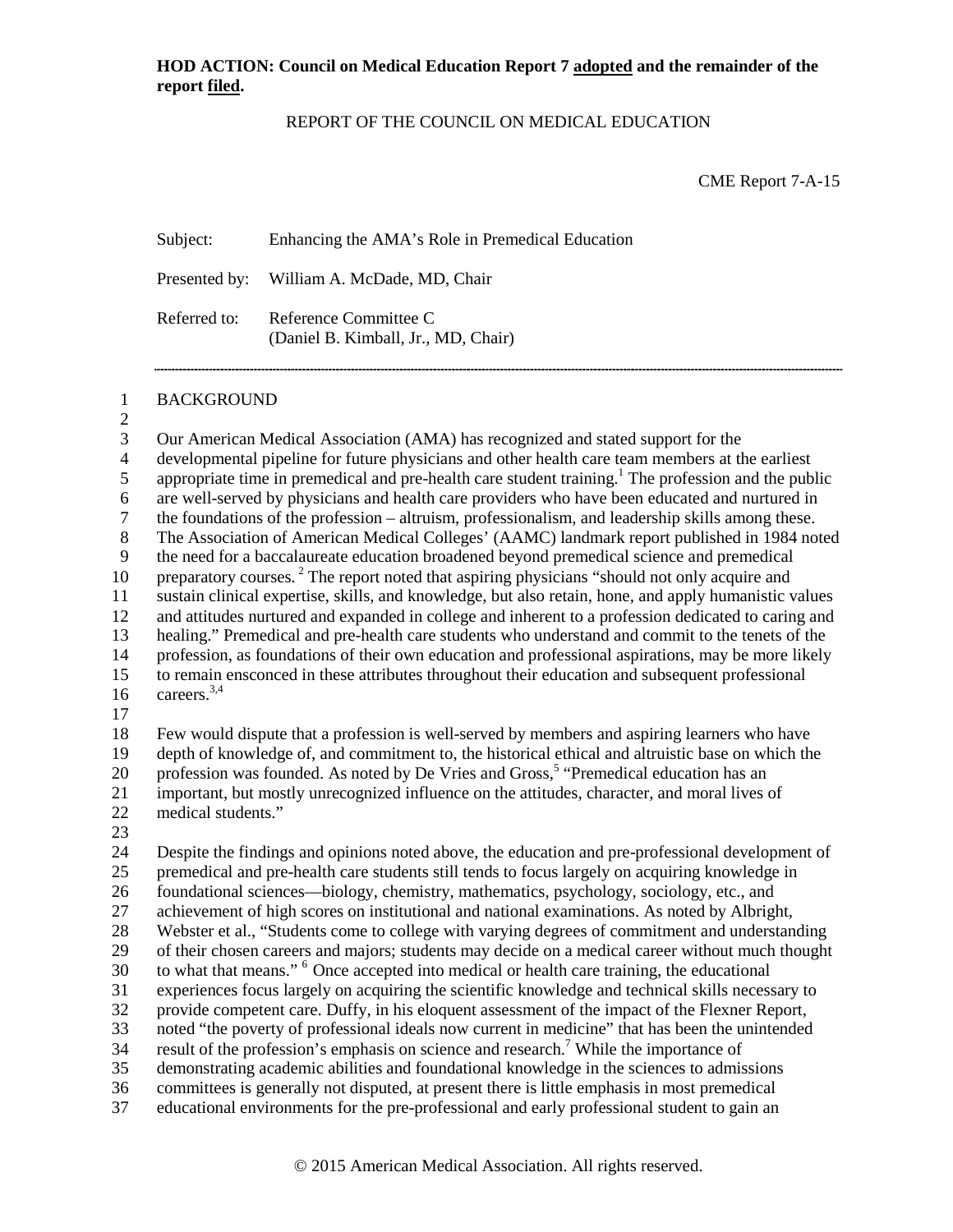**HOD ACTION: Council on Medical Education Report 7 adopted and the remainder of the report filed.**

REPORT OF THE COUNCIL ON MEDICAL EDUCATION

CME Report 7-A-15

Subject: Enhancing the AMA's Role in Premedical Education

Presented by: William A. McDade, MD, Chair

Referred to: Reference Committee C
(Daniel B. Kimball, Jr., MD, Chair)

## BACKGROUND

Our American Medical Association (AMA) has recognized and stated support for the developmental pipeline for future physicians and other health care team members at the earliest appropriate time in premedical and pre-health care student training.[1] The profession and the public are well-served by physicians and health care providers who have been educated and nurtured in the foundations of the profession – altruism, professionalism, and leadership skills among these. The Association of American Medical Colleges' (AAMC) landmark report published in 1984 noted the need for a baccalaureate education broadened beyond premedical science and premedical preparatory courses.[2] The report noted that aspiring physicians "should not only acquire and sustain clinical expertise, skills, and knowledge, but also retain, hone, and apply humanistic values and attitudes nurtured and expanded in college and inherent to a profession dedicated to caring and healing." Premedical and pre-health care students who understand and commit to the tenets of the profession, as foundations of their own education and professional aspirations, may be more likely to remain ensconced in these attributes throughout their education and subsequent professional careers.[3,4]

Few would dispute that a profession is well-served by members and aspiring learners who have depth of knowledge of, and commitment to, the historical ethical and altruistic base on which the profession was founded. As noted by De Vries and Gross,[5] "Premedical education has an important, but mostly unrecognized influence on the attitudes, character, and moral lives of medical students."

Despite the findings and opinions noted above, the education and pre-professional development of premedical and pre-health care students still tends to focus largely on acquiring knowledge in foundational sciences—biology, chemistry, mathematics, psychology, sociology, etc., and achievement of high scores on institutional and national examinations. As noted by Albright, Webster et al., "Students come to college with varying degrees of commitment and understanding of their chosen careers and majors; students may decide on a medical career without much thought to what that means."[6] Once accepted into medical or health care training, the educational experiences focus largely on acquiring the scientific knowledge and technical skills necessary to provide competent care. Duffy, in his eloquent assessment of the impact of the Flexner Report, noted "the poverty of professional ideals now current in medicine" that has been the unintended result of the profession's emphasis on science and research.[7] While the importance of demonstrating academic abilities and foundational knowledge in the sciences to admissions committees is generally not disputed, at present there is little emphasis in most premedical educational environments for the pre-professional and early professional student to gain an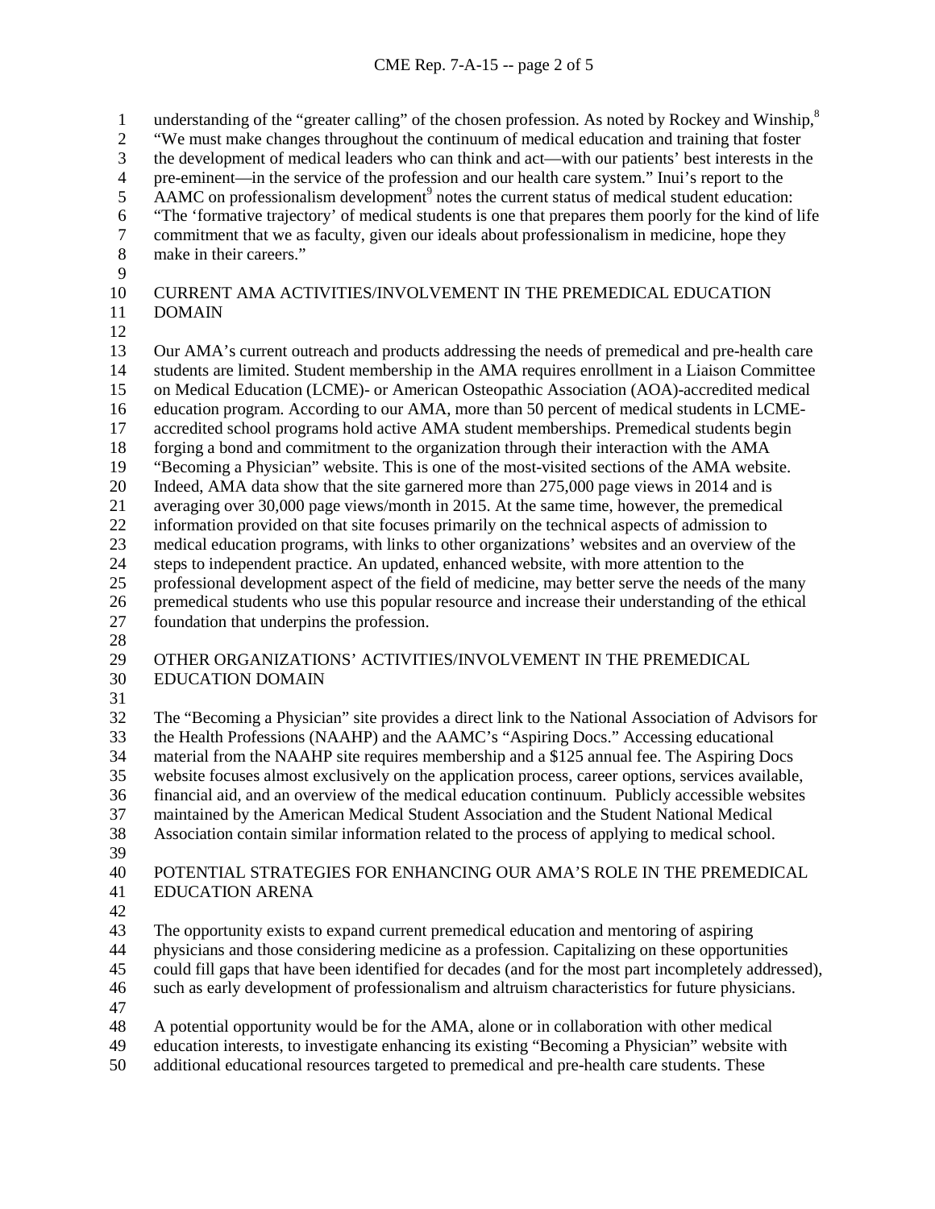understanding of the "greater calling" of the chosen profession. As noted by Rockey and Winship,[8] "We must make changes throughout the continuum of medical education and training that foster the development of medical leaders who can think and act—with our patients' best interests in the pre-eminent—in the service of the profession and our health care system." Inui's report to the AAMC on professionalism development[9] notes the current status of medical student education: "The 'formative trajectory' of medical students is one that prepares them poorly for the kind of life commitment that we as faculty, given our ideals about professionalism in medicine, hope they make in their careers."

## CURRENT AMA ACTIVITIES/INVOLVEMENT IN THE PREMEDICAL EDUCATION DOMAIN

Our AMA's current outreach and products addressing the needs of premedical and pre-health care students are limited. Student membership in the AMA requires enrollment in a Liaison Committee on Medical Education (LCME)- or American Osteopathic Association (AOA)-accredited medical education program. According to our AMA, more than 50 percent of medical students in LCME-accredited school programs hold active AMA student memberships. Premedical students begin forging a bond and commitment to the organization through their interaction with the AMA "Becoming a Physician" website. This is one of the most-visited sections of the AMA website. Indeed, AMA data show that the site garnered more than 275,000 page views in 2014 and is averaging over 30,000 page views/month in 2015. At the same time, however, the premedical information provided on that site focuses primarily on the technical aspects of admission to medical education programs, with links to other organizations' websites and an overview of the steps to independent practice. An updated, enhanced website, with more attention to the professional development aspect of the field of medicine, may better serve the needs of the many premedical students who use this popular resource and increase their understanding of the ethical foundation that underpins the profession.

## OTHER ORGANIZATIONS' ACTIVITIES/INVOLVEMENT IN THE PREMEDICAL EDUCATION DOMAIN

The "Becoming a Physician" site provides a direct link to the National Association of Advisors for the Health Professions (NAAHP) and the AAMC's "Aspiring Docs." Accessing educational material from the NAAHP site requires membership and a $125 annual fee. The Aspiring Docs website focuses almost exclusively on the application process, career options, services available, financial aid, and an overview of the medical education continuum. Publicly accessible websites maintained by the American Medical Student Association and the Student National Medical Association contain similar information related to the process of applying to medical school.

## POTENTIAL STRATEGIES FOR ENHANCING OUR AMA'S ROLE IN THE PREMEDICAL EDUCATION ARENA

The opportunity exists to expand current premedical education and mentoring of aspiring physicians and those considering medicine as a profession. Capitalizing on these opportunities could fill gaps that have been identified for decades (and for the most part incompletely addressed), such as early development of professionalism and altruism characteristics for future physicians.

A potential opportunity would be for the AMA, alone or in collaboration with other medical education interests, to investigate enhancing its existing "Becoming a Physician" website with additional educational resources targeted to premedical and pre-health care students. These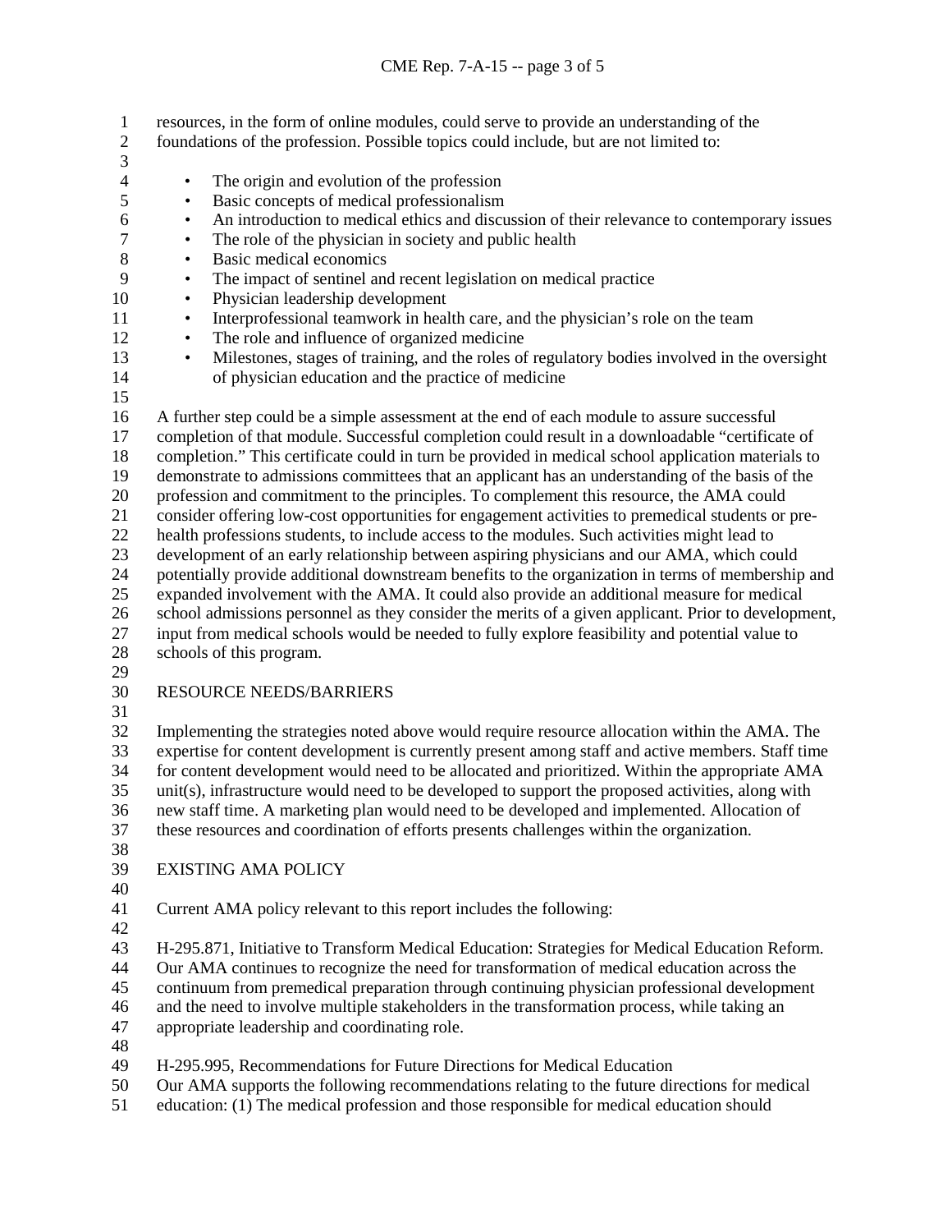resources, in the form of online modules, could serve to provide an understanding of the foundations of the profession. Possible topics could include, but are not limited to:

- The origin and evolution of the profession
- Basic concepts of medical professionalism
- An introduction to medical ethics and discussion of their relevance to contemporary issues
- The role of the physician in society and public health
- Basic medical economics
- The impact of sentinel and recent legislation on medical practice
- Physician leadership development
- Interprofessional teamwork in health care, and the physician's role on the team
- The role and influence of organized medicine
- Milestones, stages of training, and the roles of regulatory bodies involved in the oversight of physician education and the practice of medicine

A further step could be a simple assessment at the end of each module to assure successful completion of that module. Successful completion could result in a downloadable "certificate of completion." This certificate could in turn be provided in medical school application materials to demonstrate to admissions committees that an applicant has an understanding of the basis of the profession and commitment to the principles. To complement this resource, the AMA could consider offering low-cost opportunities for engagement activities to premedical students or pre-health professions students, to include access to the modules. Such activities might lead to development of an early relationship between aspiring physicians and our AMA, which could potentially provide additional downstream benefits to the organization in terms of membership and expanded involvement with the AMA. It could also provide an additional measure for medical school admissions personnel as they consider the merits of a given applicant. Prior to development, input from medical schools would be needed to fully explore feasibility and potential value to schools of this program.

## RESOURCE NEEDS/BARRIERS

Implementing the strategies noted above would require resource allocation within the AMA. The expertise for content development is currently present among staff and active members. Staff time for content development would need to be allocated and prioritized. Within the appropriate AMA unit(s), infrastructure would need to be developed to support the proposed activities, along with new staff time. A marketing plan would need to be developed and implemented. Allocation of these resources and coordination of efforts presents challenges within the organization.

## EXISTING AMA POLICY

Current AMA policy relevant to this report includes the following:

H-295.871, Initiative to Transform Medical Education: Strategies for Medical Education Reform. Our AMA continues to recognize the need for transformation of medical education across the continuum from premedical preparation through continuing physician professional development and the need to involve multiple stakeholders in the transformation process, while taking an appropriate leadership and coordinating role.

H-295.995, Recommendations for Future Directions for Medical Education
Our AMA supports the following recommendations relating to the future directions for medical education: (1) The medical profession and those responsible for medical education should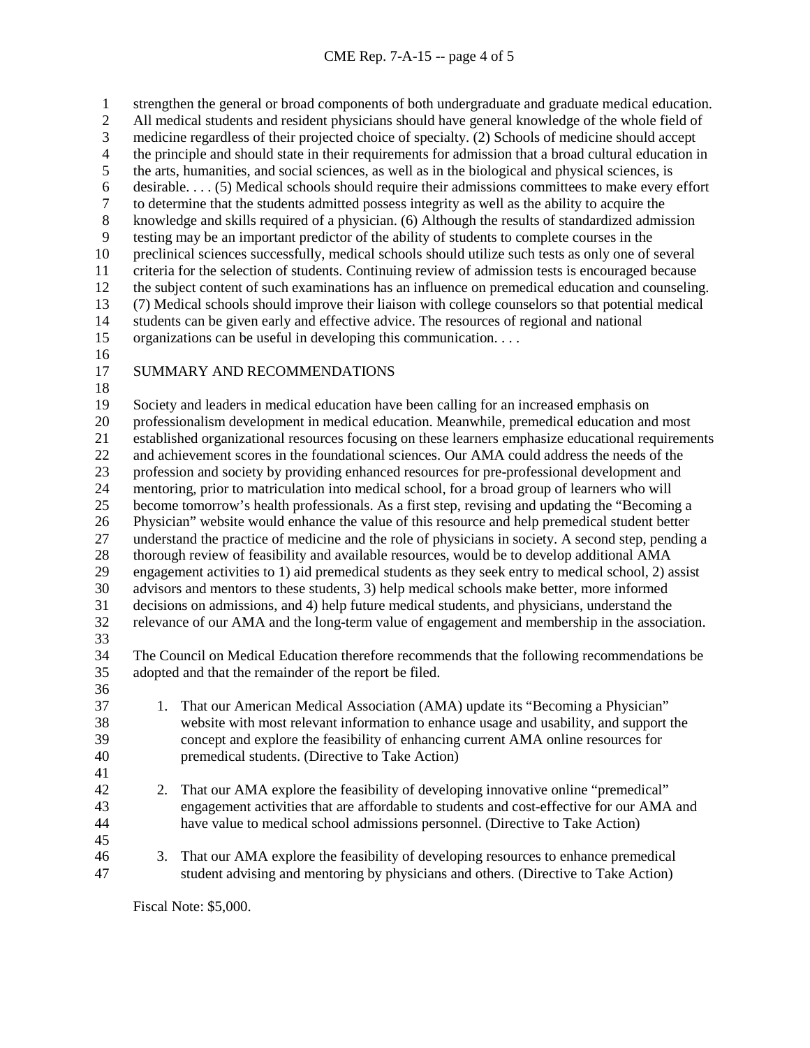strengthen the general or broad components of both undergraduate and graduate medical education. All medical students and resident physicians should have general knowledge of the whole field of medicine regardless of their projected choice of specialty. (2) Schools of medicine should accept the principle and should state in their requirements for admission that a broad cultural education in the arts, humanities, and social sciences, as well as in the biological and physical sciences, is desirable. . . . (5) Medical schools should require their admissions committees to make every effort to determine that the students admitted possess integrity as well as the ability to acquire the knowledge and skills required of a physician. (6) Although the results of standardized admission testing may be an important predictor of the ability of students to complete courses in the preclinical sciences successfully, medical schools should utilize such tests as only one of several criteria for the selection of students. Continuing review of admission tests is encouraged because the subject content of such examinations has an influence on premedical education and counseling. (7) Medical schools should improve their liaison with college counselors so that potential medical students can be given early and effective advice. The resources of regional and national organizations can be useful in developing this communication. . . .

## SUMMARY AND RECOMMENDATIONS

Society and leaders in medical education have been calling for an increased emphasis on professionalism development in medical education. Meanwhile, premedical education and most established organizational resources focusing on these learners emphasize educational requirements and achievement scores in the foundational sciences. Our AMA could address the needs of the profession and society by providing enhanced resources for pre-professional development and mentoring, prior to matriculation into medical school, for a broad group of learners who will become tomorrow's health professionals. As a first step, revising and updating the "Becoming a Physician" website would enhance the value of this resource and help premedical student better understand the practice of medicine and the role of physicians in society. A second step, pending a thorough review of feasibility and available resources, would be to develop additional AMA engagement activities to 1) aid premedical students as they seek entry to medical school, 2) assist advisors and mentors to these students, 3) help medical schools make better, more informed decisions on admissions, and 4) help future medical students, and physicians, understand the relevance of our AMA and the long-term value of engagement and membership in the association.

The Council on Medical Education therefore recommends that the following recommendations be adopted and that the remainder of the report be filed.

1. That our American Medical Association (AMA) update its "Becoming a Physician" website with most relevant information to enhance usage and usability, and support the concept and explore the feasibility of enhancing current AMA online resources for premedical students. (Directive to Take Action)

2. That our AMA explore the feasibility of developing innovative online "premedical" engagement activities that are affordable to students and cost-effective for our AMA and have value to medical school admissions personnel. (Directive to Take Action)

3. That our AMA explore the feasibility of developing resources to enhance premedical student advising and mentoring by physicians and others. (Directive to Take Action)

Fiscal Note: $5,000.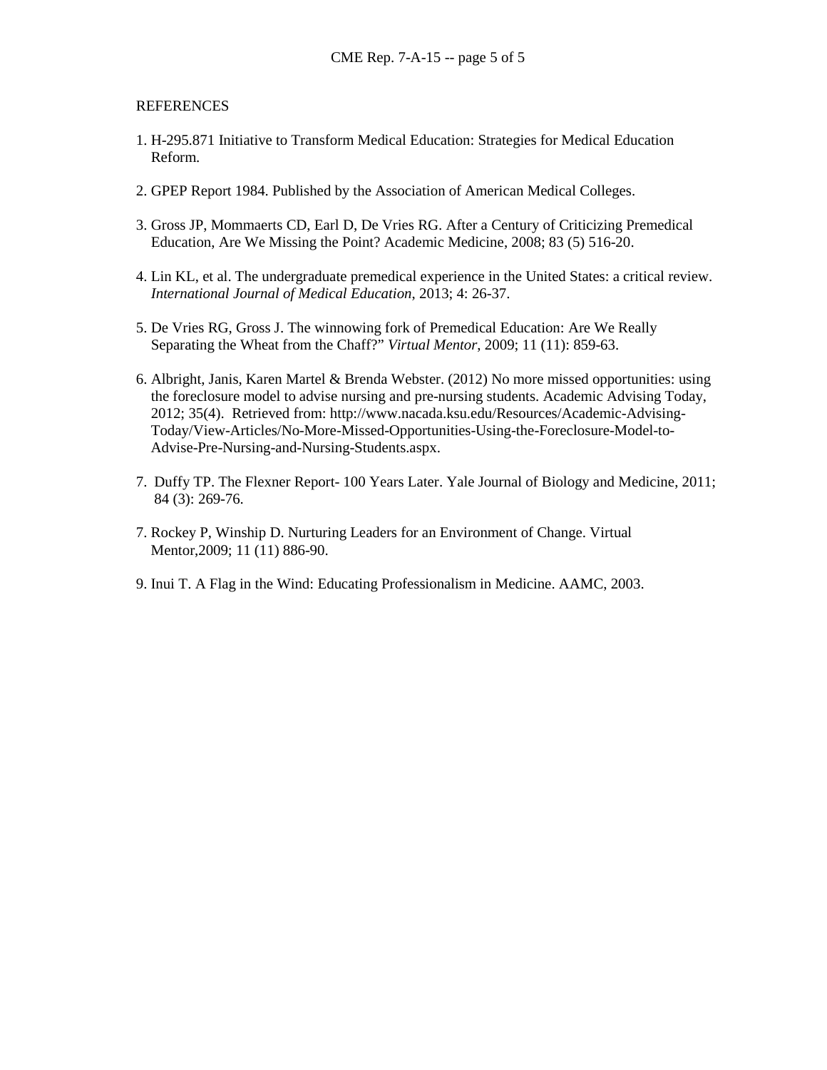REFERENCES

1. H-295.871 Initiative to Transform Medical Education: Strategies for Medical Education Reform.

2. GPEP Report 1984. Published by the Association of American Medical Colleges.

3. Gross JP, Mommaerts CD, Earl D, De Vries RG. After a Century of Criticizing Premedical Education, Are We Missing the Point? Academic Medicine, 2008; 83 (5) 516-20.

4. Lin KL, et al. The undergraduate premedical experience in the United States: a critical review. *International Journal of Medical Education*, 2013; 4: 26-37.

5. De Vries RG, Gross J. The winnowing fork of Premedical Education: Are We Really Separating the Wheat from the Chaff?" *Virtual Mentor*, 2009; 11 (11): 859-63.

6. Albright, Janis, Karen Martel & Brenda Webster. (2012) No more missed opportunities: using the foreclosure model to advise nursing and pre-nursing students. Academic Advising Today, 2012; 35(4). Retrieved from: http://www.nacada.ksu.edu/Resources/Academic-Advising-Today/View-Articles/No-More-Missed-Opportunities-Using-the-Foreclosure-Model-to-Advise-Pre-Nursing-and-Nursing-Students.aspx.

7. Duffy TP. The Flexner Report- 100 Years Later. Yale Journal of Biology and Medicine, 2011; 84 (3): 269-76.

7. Rockey P, Winship D. Nurturing Leaders for an Environment of Change. Virtual Mentor,2009; 11 (11) 886-90.

9. Inui T. A Flag in the Wind: Educating Professionalism in Medicine. AAMC, 2003.